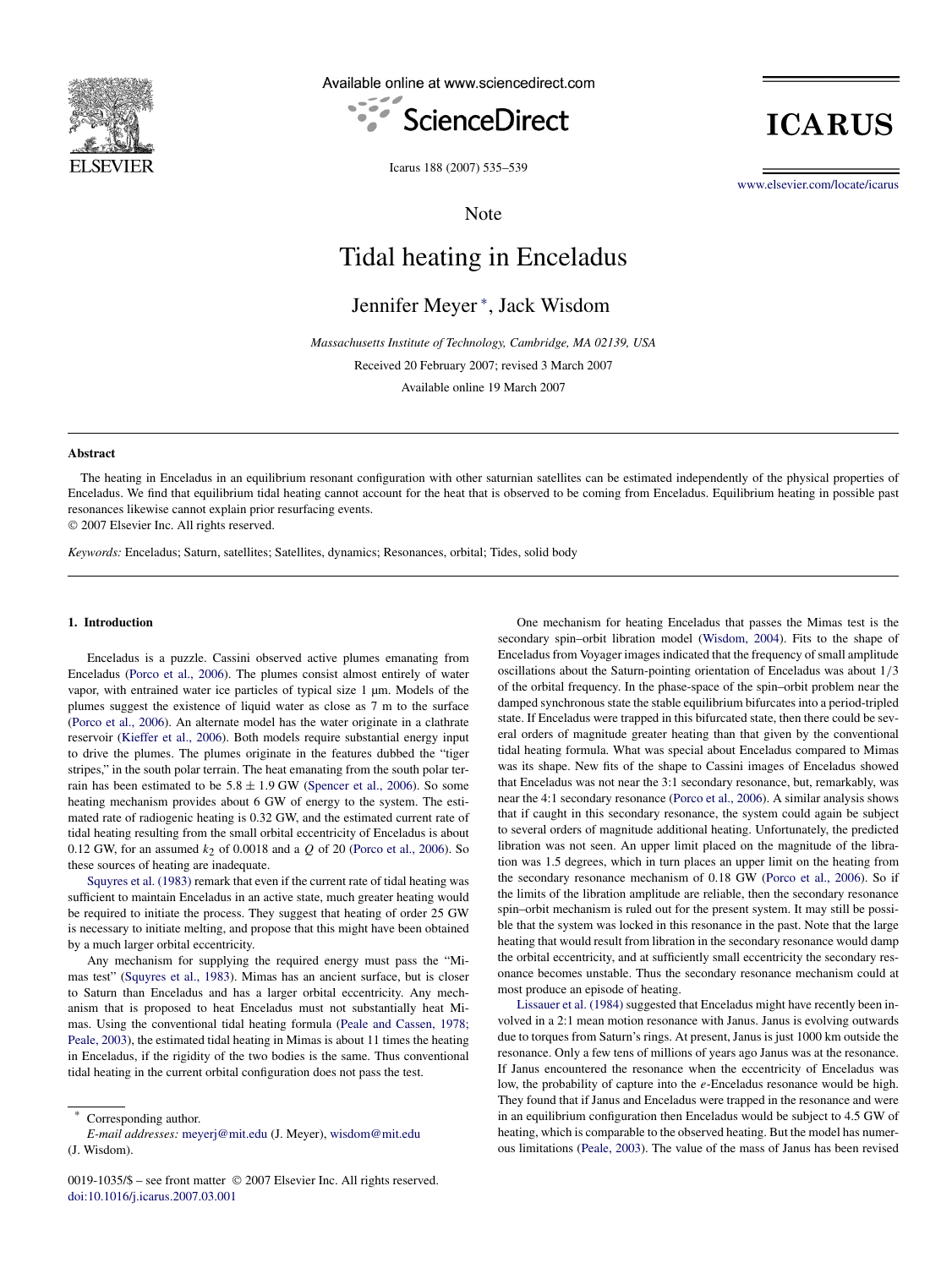Note

# Tidal heating in Enceladus

Jennifer Meyer [*], Jack Wisdom

*Massachusetts Institute of Technology, Cambridge, MA 02139, USA*

Received 20 February 2007; revised 3 March 2007

Available online 19 March 2007

## Abstract

The heating in Enceladus in an equilibrium resonant configuration with other saturnian satellites can be estimated independently of the physical properties of Enceladus. We find that equilibrium tidal heating cannot account for the heat that is observed to be coming from Enceladus. Equilibrium heating in possible past resonances likewise cannot explain prior resurfacing events.

© 2007 Elsevier Inc. All rights reserved.

*Keywords:* Enceladus; Saturn, satellites; Satellites, dynamics; Resonances, orbital; Tides, solid body

## 1. Introduction

Enceladus is a puzzle. Cassini observed active plumes emanating from Enceladus (Porco et al., 2006). The plumes consist almost entirely of water vapor, with entrained water ice particles of typical size 1 μm. Models of the plumes suggest the existence of liquid water as close as 7 m to the surface (Porco et al., 2006). An alternate model has the water originate in a clathrate reservoir (Kieffer et al., 2006). Both models require substantial energy input to drive the plumes. The plumes originate in the features dubbed the "tiger stripes," in the south polar terrain. The heat emanating from the south polar terrain has been estimated to be $5.8 \pm 1.9$ GW (Spencer et al., 2006). So some heating mechanism provides about 6 GW of energy to the system. The estimated rate of radiogenic heating is 0.32 GW, and the estimated current rate of tidal heating resulting from the small orbital eccentricity of Enceladus is about 0.12 GW, for an assumed $k_2$ of 0.0018 and a $Q$ of 20 (Porco et al., 2006). So these sources of heating are inadequate.

Squyres et al. (1983) remark that even if the current rate of tidal heating was sufficient to maintain Enceladus in an active state, much greater heating would be required to initiate the process. They suggest that heating of order 25 GW is necessary to initiate melting, and propose that this might have been obtained by a much larger orbital eccentricity.

Any mechanism for supplying the required energy must pass the "Mimas test" (Squyres et al., 1983). Mimas has an ancient surface, but is closer to Saturn than Enceladus and has a larger orbital eccentricity. Any mechanism that is proposed to heat Enceladus must not substantially heat Mimas. Using the conventional tidal heating formula (Peale and Cassen, 1978; Peale, 2003), the estimated tidal heating in Mimas is about 11 times the heating in Enceladus, if the rigidity of the two bodies is the same. Thus conventional tidal heating in the current orbital configuration does not pass the test.

One mechanism for heating Enceladus that passes the Mimas test is the secondary spin–orbit libration model (Wisdom, 2004). Fits to the shape of Enceladus from Voyager images indicated that the frequency of small amplitude oscillations about the Saturn-pointing orientation of Enceladus was about $1/3$ of the orbital frequency. In the phase-space of the spin–orbit problem near the damped synchronous state the stable equilibrium bifurcates into a period-tripled state. If Enceladus were trapped in this bifurcated state, then there could be several orders of magnitude greater heating than that given by the conventional tidal heating formula. What was special about Enceladus compared to Mimas was its shape. New fits of the shape to Cassini images of Enceladus showed that Enceladus was not near the 3:1 secondary resonance, but, remarkably, was near the 4:1 secondary resonance (Porco et al., 2006). A similar analysis shows that if caught in this secondary resonance, the system could again be subject to several orders of magnitude additional heating. Unfortunately, the predicted libration was not seen. An upper limit placed on the magnitude of the libration was 1.5 degrees, which in turn places an upper limit on the heating from the secondary resonance mechanism of 0.18 GW (Porco et al., 2006). So if the limits of the libration amplitude are reliable, then the secondary resonance spin–orbit mechanism is ruled out for the present system. It may still be possible that the system was locked in this resonance in the past. Note that the large heating that would result from libration in the secondary resonance would damp the orbital eccentricity, and at sufficiently small eccentricity the secondary resonance becomes unstable. Thus the secondary resonance mechanism could at most produce an episode of heating.

Lissauer et al. (1984) suggested that Enceladus might have recently been involved in a 2:1 mean motion resonance with Janus. Janus is evolving outwards due to torques from Saturn's rings. At present, Janus is just 1000 km outside the resonance. Only a few tens of millions of years ago Janus was at the resonance. If Janus encountered the resonance when the eccentricity of Enceladus was low, the probability of capture into the $e$-Enceladus resonance would be high. They found that if Janus and Enceladus were trapped in the resonance and were in an equilibrium configuration then Enceladus would be subject to 4.5 GW of heating, which is comparable to the observed heating. But the model has numerous limitations (Peale, 2003). The value of the mass of Janus has been revised

[*] Corresponding author.
*E-mail addresses:* meyerj@mit.edu (J. Meyer), wisdom@mit.edu (J. Wisdom).

0019-1035/$ – see front matter © 2007 Elsevier Inc. All rights reserved.
doi:10.1016/j.icarus.2007.03.001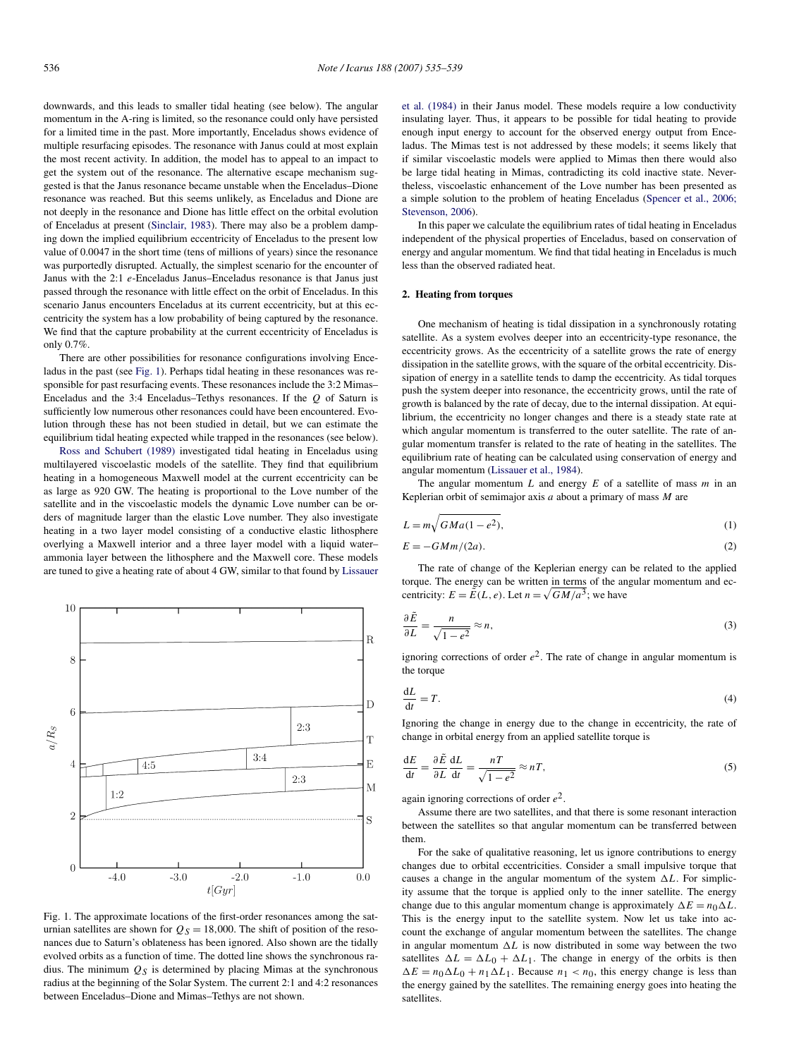downwards, and this leads to smaller tidal heating (see below). The angular momentum in the A-ring is limited, so the resonance could only have persisted for a limited time in the past. More importantly, Enceladus shows evidence of multiple resurfacing episodes. The resonance with Janus could at most explain the most recent activity. In addition, the model has to appeal to an impact to get the system out of the resonance. The alternative escape mechanism suggested is that the Janus resonance became unstable when the Enceladus–Dione resonance was reached. But this seems unlikely, as Enceladus and Dione are not deeply in the resonance and Dione has little effect on the orbital evolution of Enceladus at present (Sinclair, 1983). There may also be a problem damping down the implied equilibrium eccentricity of Enceladus to the present low value of 0.0047 in the short time (tens of millions of years) since the resonance was purportedly disrupted. Actually, the simplest scenario for the encounter of Janus with the 2:1 $e$-Enceladus Janus–Enceladus resonance is that Janus just passed through the resonance with little effect on the orbit of Enceladus. In this scenario Janus encounters Enceladus at its current eccentricity, but at this eccentricity the system has a low probability of being captured by the resonance. We find that the capture probability at the current eccentricity of Enceladus is only 0.7%.

There are other possibilities for resonance configurations involving Enceladus in the past (see Fig. 1). Perhaps tidal heating in these resonances was responsible for past resurfacing events. These resonances include the 3:2 Mimas–Enceladus and the 3:4 Enceladus–Tethys resonances. If the $Q$ of Saturn is sufficiently low numerous other resonances could have been encountered. Evolution through these has not been studied in detail, but we can estimate the equilibrium tidal heating expected while trapped in the resonances (see below).

Ross and Schubert (1989) investigated tidal heating in Enceladus using multilayered viscoelastic models of the satellite. They find that equilibrium heating in a homogeneous Maxwell model at the current eccentricity can be as large as 920 GW. The heating is proportional to the Love number of the satellite and in the viscoelastic models the dynamic Love number can be orders of magnitude larger than the elastic Love number. They also investigate heating in a two layer model consisting of a conductive elastic lithosphere overlying a Maxwell interior and a three layer model with a liquid water–ammonia layer between the lithosphere and the Maxwell core. These models are tuned to give a heating rate of about 4 GW, similar to that found by Lissauer et al. (1984) in their Janus model. These models require a low conductivity insulating layer. Thus, it appears to be possible for tidal heating to provide enough input energy to account for the observed energy output from Enceladus. The Mimas test is not addressed by these models; it seems likely that if similar viscoelastic models were applied to Mimas then there would also be large tidal heating in Mimas, contradicting its cold inactive state. Nevertheless, viscoelastic enhancement of the Love number has been presented as a simple solution to the problem of heating Enceladus (Spencer et al., 2006; Stevenson, 2006).

In this paper we calculate the equilibrium rates of tidal heating in Enceladus independent of the physical properties of Enceladus, based on conservation of energy and angular momentum. We find that tidal heating in Enceladus is much less than the observed radiated heat.

Fig. 1. The approximate locations of the first-order resonances among the saturnian satellites are shown for $Q_S = 18{,}000$. The shift of position of the resonances due to Saturn's oblateness has been ignored. Also shown are the tidally evolved orbits as a function of time. The dotted line shows the synchronous radius. The minimum $Q_S$ is determined by placing Mimas at the synchronous radius at the beginning of the Solar System. The current 2:1 and 4:2 resonances between Enceladus–Dione and Mimas–Tethys are not shown.

## 2. Heating from torques

One mechanism of heating is tidal dissipation in a synchronously rotating satellite. As a system evolves deeper into an eccentricity-type resonance, the eccentricity grows. As the eccentricity of a satellite grows the rate of energy dissipation in the satellite grows, with the square of the orbital eccentricity. Dissipation of energy in a satellite tends to damp the eccentricity. As tidal torques push the system deeper into resonance, the eccentricity grows, until the rate of growth is balanced by the rate of decay, due to the internal dissipation. At equilibrium, the eccentricity no longer changes and there is a steady state rate at which angular momentum is transferred to the outer satellite. The rate of angular momentum transfer is related to the rate of heating in the satellites. The equilibrium rate of heating can be calculated using conservation of energy and angular momentum (Lissauer et al., 1984).

The angular momentum $L$ and energy $E$ of a satellite of mass $m$ in an Keplerian orbit of semimajor axis $a$ about a primary of mass $M$ are

$$L = m\sqrt{GMa(1-e^2)}, \tag{1}$$

$$E = -GMm/(2a). \tag{2}$$

The rate of change of the Keplerian energy can be related to the applied torque. The energy can be written in terms of the angular momentum and eccentricity: $E = \tilde{E}(L, e)$. Let $n = \sqrt{GM/a^3}$; we have

$$\frac{\partial \tilde{E}}{\partial L} = \frac{n}{\sqrt{1-e^2}} \approx n, \tag{3}$$

ignoring corrections of order $e^2$. The rate of change in angular momentum is the torque

$$\frac{\mathrm{d}L}{\mathrm{d}t} = T. \tag{4}$$

Ignoring the change in energy due to the change in eccentricity, the rate of change in orbital energy from an applied satellite torque is

$$\frac{\mathrm{d}E}{\mathrm{d}t} = \frac{\partial \tilde{E}}{\partial L}\frac{\mathrm{d}L}{\mathrm{d}t} = \frac{nT}{\sqrt{1-e^2}} \approx nT, \tag{5}$$

again ignoring corrections of order $e^2$.

Assume there are two satellites, and that there is some resonant interaction between the satellites so that angular momentum can be transferred between them.

For the sake of qualitative reasoning, let us ignore contributions to energy changes due to orbital eccentricities. Consider a small impulsive torque that causes a change in the angular momentum of the system $\Delta L$. For simplicity assume that the torque is applied only to the inner satellite. The energy change due to this angular momentum change is approximately $\Delta E = n_0 \Delta L$. This is the energy input to the satellite system. Now let us take into account the exchange of angular momentum between the satellites. The change in angular momentum $\Delta L$ is now distributed in some way between the two satellites $\Delta L = \Delta L_0 + \Delta L_1$. The change in energy of the orbits is then $\Delta E = n_0 \Delta L_0 + n_1 \Delta L_1$. Because $n_1 < n_0$, this energy change is less than the energy gained by the satellites. The remaining energy goes into heating the satellites.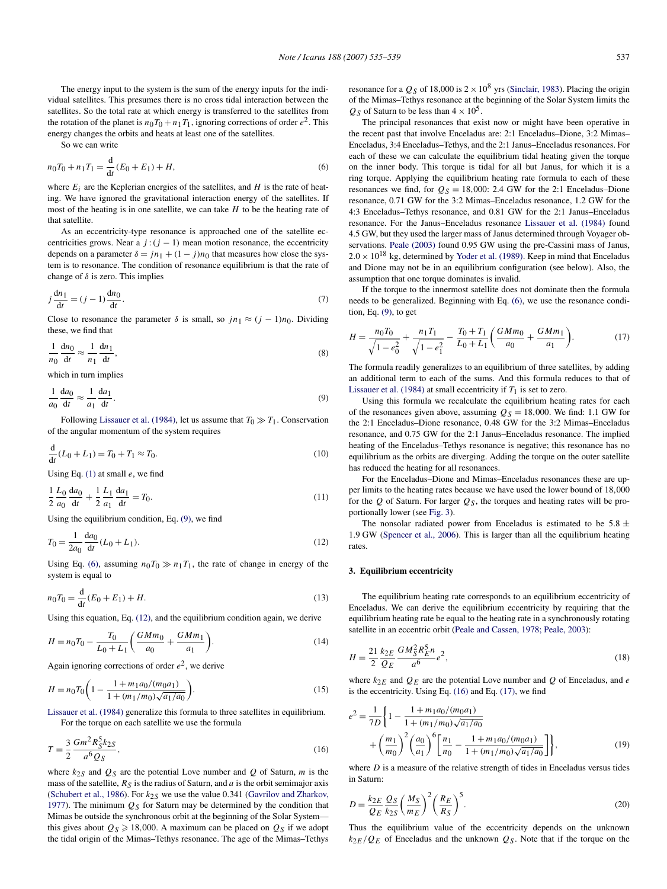The energy input to the system is the sum of the energy inputs for the individual satellites. This presumes there is no cross tidal interaction between the satellites. So the total rate at which energy is transferred to the satellites from the rotation of the planet is $n_0 T_0 + n_1 T_1$, ignoring corrections of order $e^2$. This energy changes the orbits and heats at least one of the satellites.

So we can write

$$n_0 T_0 + n_1 T_1 = \frac{\mathrm{d}}{\mathrm{d}t}(E_0 + E_1) + H, \tag{6}$$

where $E_i$ are the Keplerian energies of the satellites, and $H$ is the rate of heating. We have ignored the gravitational interaction energy of the satellites. If most of the heating is in one satellite, we can take $H$ to be the heating rate of that satellite.

As an eccentricity-type resonance is approached one of the satellite eccentricities grows. Near a $j:(j-1)$ mean motion resonance, the eccentricity depends on a parameter $\delta = jn_1 + (1-j)n_0$ that measures how close the system is to resonance. The condition of resonance equilibrium is that the rate of change of $\delta$ is zero. This implies

$$j\frac{\mathrm{d}n_1}{\mathrm{d}t} = (j-1)\frac{\mathrm{d}n_0}{\mathrm{d}t}. \tag{7}$$

Close to resonance the parameter $\delta$ is small, so $jn_1 \approx (j-1)n_0$. Dividing these, we find that

$$\frac{1}{n_0}\frac{\mathrm{d}n_0}{\mathrm{d}t} \approx \frac{1}{n_1}\frac{\mathrm{d}n_1}{\mathrm{d}t}, \tag{8}$$

which in turn implies

$$\frac{1}{a_0}\frac{\mathrm{d}a_0}{\mathrm{d}t} \approx \frac{1}{a_1}\frac{\mathrm{d}a_1}{\mathrm{d}t}. \tag{9}$$

Following Lissauer et al. (1984), let us assume that $T_0 \gg T_1$. Conservation of the angular momentum of the system requires

$$\frac{\mathrm{d}}{\mathrm{d}t}(L_0 + L_1) = T_0 + T_1 \approx T_0. \tag{10}$$

Using Eq. (1) at small $e$, we find

$$\frac{1}{2}\frac{L_0}{a_0}\frac{\mathrm{d}a_0}{\mathrm{d}t} + \frac{1}{2}\frac{L_1}{a_1}\frac{\mathrm{d}a_1}{\mathrm{d}t} = T_0. \tag{11}$$

Using the equilibrium condition, Eq. (9), we find

$$T_0 = \frac{1}{2a_0}\frac{\mathrm{d}a_0}{\mathrm{d}t}(L_0 + L_1). \tag{12}$$

Using Eq. (6), assuming $n_0 T_0 \gg n_1 T_1$, the rate of change in energy of the system is equal to

$$n_0 T_0 = \frac{\mathrm{d}}{\mathrm{d}t}(E_0 + E_1) + H. \tag{13}$$

Using this equation, Eq. (12), and the equilibrium condition again, we derive

$$H = n_0 T_0 - \frac{T_0}{L_0 + L_1}\left(\frac{GMm_0}{a_0} + \frac{GMm_1}{a_1}\right). \tag{14}$$

Again ignoring corrections of order $e^2$, we derive

$$H = n_0 T_0 \left(1 - \frac{1 + m_1 a_0/(m_0 a_1)}{1 + (m_1/m_0)\sqrt{a_1/a_0}}\right). \tag{15}$$

Lissauer et al. (1984) generalize this formula to three satellites in equilibrium.

For the torque on each satellite we use the formula

$$T = \frac{3}{2}\frac{Gm^2 R_S^5 k_{2S}}{a^6 Q_S}, \tag{16}$$

where $k_{2S}$ and $Q_S$ are the potential Love number and $Q$ of Saturn, $m$ is the mass of the satellite, $R_S$ is the radius of Saturn, and $a$ is the orbit semimajor axis (Schubert et al., 1986). For $k_{2S}$ we use the value 0.341 (Gavrilov and Zharkov, 1977). The minimum $Q_S$ for Saturn may be determined by the condition that Mimas be outside the synchronous orbit at the beginning of the Solar System—this gives about $Q_S \geqslant 18{,}000$. A maximum can be placed on $Q_S$ if we adopt the tidal origin of the Mimas–Tethys resonance. The age of the Mimas–Tethys resonance for a $Q_S$ of 18,000 is $2 \times 10^8$ yrs (Sinclair, 1983). Placing the origin of the Mimas–Tethys resonance at the beginning of the Solar System limits the $Q_S$ of Saturn to be less than $4 \times 10^5$.

The principal resonances that exist now or might have been operative in the recent past that involve Enceladus are: 2:1 Enceladus–Dione, 3:2 Mimas–Enceladus, 3:4 Enceladus–Tethys, and the 2:1 Janus–Enceladus resonances. For each of these we can calculate the equilibrium tidal heating given the torque on the inner body. This torque is tidal for all but Janus, for which it is a ring torque. Applying the equilibrium heating rate formula to each of these resonances we find, for $Q_S = 18{,}000$: 2.4 GW for the 2:1 Enceladus–Dione resonance, 0.71 GW for the 3:2 Mimas–Enceladus resonance, 1.2 GW for the 4:3 Enceladus–Tethys resonance, and 0.81 GW for the 2:1 Janus–Enceladus resonance. For the Janus–Enceladus resonance Lissauer et al. (1984) found 4.5 GW, but they used the larger mass of Janus determined through Voyager observations. Peale (2003) found 0.95 GW using the pre-Cassini mass of Janus, $2.0 \times 10^{18}$ kg, determined by Yoder et al. (1989). Keep in mind that Enceladus and Dione may not be in an equilibrium configuration (see below). Also, the assumption that one torque dominates is invalid.

If the torque to the innermost satellite does not dominate then the formula needs to be generalized. Beginning with Eq. (6), we use the resonance condition, Eq. (9), to get

$$H = \frac{n_0 T_0}{\sqrt{1 - e_0^2}} + \frac{n_1 T_1}{\sqrt{1 - e_1^2}} - \frac{T_0 + T_1}{L_0 + L_1}\left(\frac{GMm_0}{a_0} + \frac{GMm_1}{a_1}\right). \tag{17}$$

The formula readily generalizes to an equilibrium of three satellites, by adding an additional term to each of the sums. And this formula reduces to that of Lissauer et al. (1984) at small eccentricity if $T_1$ is set to zero.

Using this formula we recalculate the equilibrium heating rates for each of the resonances given above, assuming $Q_S = 18{,}000$. We find: 1.1 GW for the 2:1 Enceladus–Dione resonance, 0.48 GW for the 3:2 Mimas–Enceladus resonance, and 0.75 GW for the 2:1 Janus–Enceladus resonance. The implied heating of the Enceladus–Tethys resonance is negative; this resonance has no equilibrium as the orbits are diverging. Adding the torque on the outer satellite has reduced the heating for all resonances.

For the Enceladus–Dione and Mimas–Enceladus resonances these are upper limits to the heating rates because we have used the lower bound of 18,000 for the $Q$ of Saturn. For larger $Q_S$, the torques and heating rates will be proportionally lower (see Fig. 3).

The nonsolar radiated power from Enceladus is estimated to be $5.8 \pm 1.9$ GW (Spencer et al., 2006). This is larger than all the equilibrium heating rates.

## 3. Equilibrium eccentricity

The equilibrium heating rate corresponds to an equilibrium eccentricity of Enceladus. We can derive the equilibrium eccentricity by requiring that the equilibrium heating rate be equal to the heating rate in a synchronously rotating satellite in an eccentric orbit (Peale and Cassen, 1978; Peale, 2003):

$$H = \frac{21}{2}\frac{k_{2E}}{Q_E}\frac{GM_S^2 R_E^5 n}{a^6}e^2, \tag{18}$$

where $k_{2E}$ and $Q_E$ are the potential Love number and $Q$ of Enceladus, and $e$ is the eccentricity. Using Eq. (16) and Eq. (17), we find

$$e^2 = \frac{1}{7D}\left\{1 - \frac{1 + m_1 a_0/(m_0 a_1)}{1 + (m_1/m_0)\sqrt{a_1/a_0}} + \left(\frac{m_1}{m_0}\right)^2\left(\frac{a_0}{a_1}\right)^6\left[\frac{n_1}{n_0} - \frac{1 + m_1 a_0/(m_0 a_1)}{1 + (m_1/m_0)\sqrt{a_1/a_0}}\right]\right\}, \tag{19}$$

where $D$ is a measure of the relative strength of tides in Enceladus versus tides in Saturn:

$$D = \frac{k_{2E}}{Q_E}\frac{Q_S}{k_{2S}}\left(\frac{M_S}{m_E}\right)^2\left(\frac{R_E}{R_S}\right)^5. \tag{20}$$

Thus the equilibrium value of the eccentricity depends on the unknown $k_{2E}/Q_E$ of Enceladus and the unknown $Q_S$. Note that if the torque on the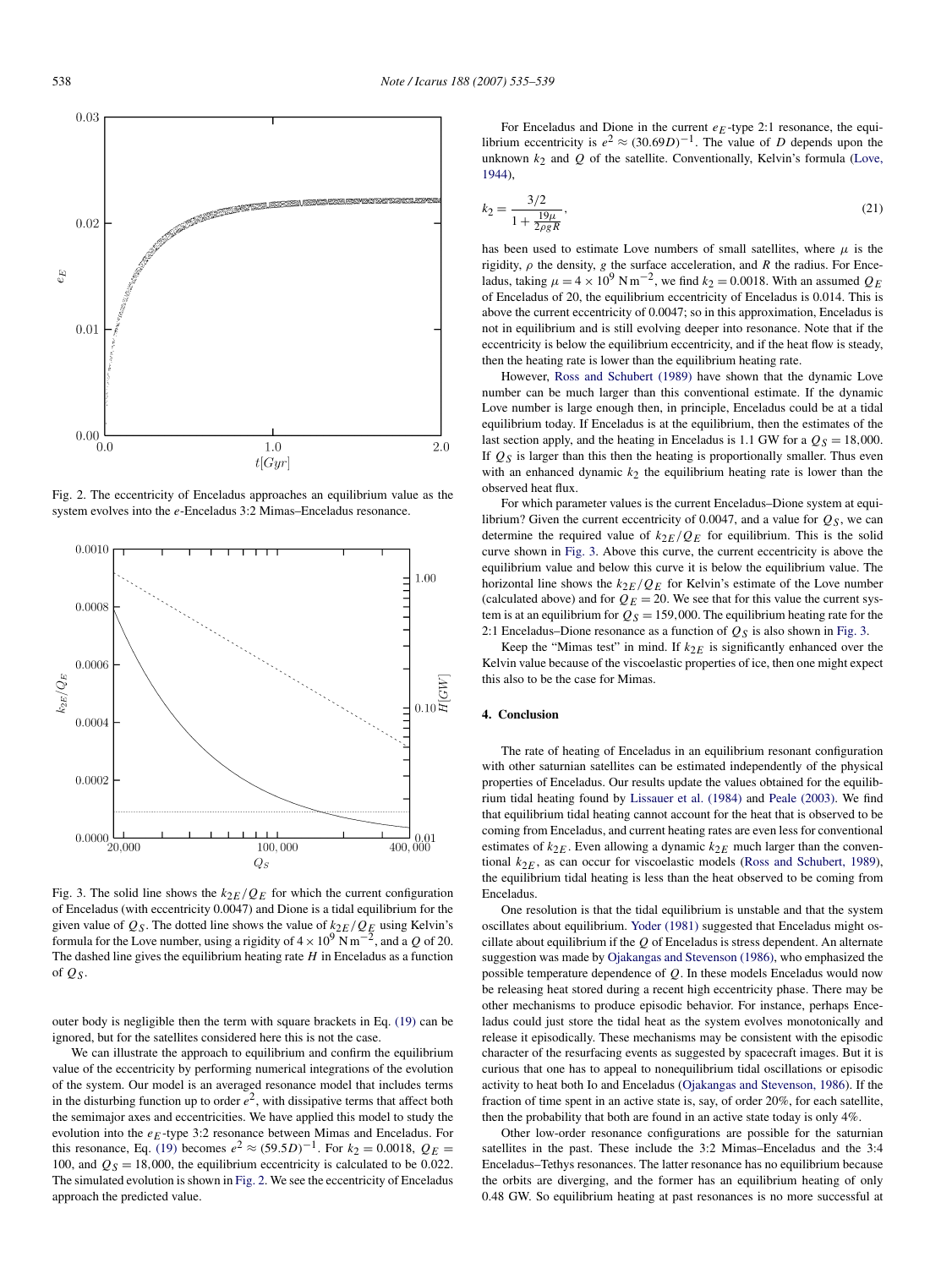Fig. 2. The eccentricity of Enceladus approaches an equilibrium value as the system evolves into the *e*-Enceladus 3:2 Mimas–Enceladus resonance.

Fig. 3. The solid line shows the $k_{2E}/Q_E$ for which the current configuration of Enceladus (with eccentricity 0.0047) and Dione is a tidal equilibrium for the given value of $Q_S$. The dotted line shows the value of $k_{2E}/Q_E$ using Kelvin's formula for the Love number, using a rigidity of $4 \times 10^9\ \mathrm{N\,m^{-2}}$, and a $Q$ of 20. The dashed line gives the equilibrium heating rate $H$ in Enceladus as a function of $Q_S$.

outer body is negligible then the term with square brackets in Eq. (19) can be ignored, but for the satellites considered here this is not the case.

We can illustrate the approach to equilibrium and confirm the equilibrium value of the eccentricity by performing numerical integrations of the evolution of the system. Our model is an averaged resonance model that includes terms in the disturbing function up to order $e^2$, with dissipative terms that affect both the semimajor axes and eccentricities. We have applied this model to study the evolution into the $e_E$-type 3:2 resonance between Mimas and Enceladus. For this resonance, Eq. (19) becomes $e^2 \approx (59.5D)^{-1}$. For $k_2 = 0.0018$, $Q_E = 100$, and $Q_S = 18{,}000$, the equilibrium eccentricity is calculated to be 0.022. The simulated evolution is shown in Fig. 2. We see the eccentricity of Enceladus approach the predicted value.

For Enceladus and Dione in the current $e_E$-type 2:1 resonance, the equilibrium eccentricity is $e^2 \approx (30.69D)^{-1}$. The value of $D$ depends upon the unknown $k_2$ and $Q$ of the satellite. Conventionally, Kelvin's formula (Love, 1944),

$$k_2 = \frac{3/2}{1 + \frac{19\mu}{2\rho g R}}, \tag{21}$$

has been used to estimate Love numbers of small satellites, where $\mu$ is the rigidity, $\rho$ the density, $g$ the surface acceleration, and $R$ the radius. For Enceladus, taking $\mu = 4 \times 10^9\ \mathrm{N\,m^{-2}}$, we find $k_2 = 0.0018$. With an assumed $Q_E$ of Enceladus of 20, the equilibrium eccentricity of Enceladus is 0.014. This is above the current eccentricity of 0.0047; so in this approximation, Enceladus is not in equilibrium and is still evolving deeper into resonance. Note that if the eccentricity is below the equilibrium eccentricity, and if the heat flow is steady, then the heating rate is lower than the equilibrium heating rate.

However, Ross and Schubert (1989) have shown that the dynamic Love number can be much larger than this conventional estimate. If the dynamic Love number is large enough then, in principle, Enceladus could be at a tidal equilibrium today. If Enceladus is at the equilibrium, then the estimates of the last section apply, and the heating in Enceladus is 1.1 GW for a $Q_S = 18{,}000$. If $Q_S$ is larger than this then the heating is proportionally smaller. Thus even with an enhanced dynamic $k_2$ the equilibrium heating rate is lower than the observed heat flux.

For which parameter values is the current Enceladus–Dione system at equilibrium? Given the current eccentricity of 0.0047, and a value for $Q_S$, we can determine the required value of $k_{2E}/Q_E$ for equilibrium. This is the solid curve shown in Fig. 3. Above this curve, the current eccentricity is above the equilibrium value and below this curve it is below the equilibrium value. The horizontal line shows the $k_{2E}/Q_E$ for Kelvin's estimate of the Love number (calculated above) and for $Q_E = 20$. We see that for this value the current system is at an equilibrium for $Q_S = 159{,}000$. The equilibrium heating rate for the 2:1 Enceladus–Dione resonance as a function of $Q_S$ is also shown in Fig. 3.

Keep the "Mimas test" in mind. If $k_{2E}$ is significantly enhanced over the Kelvin because of the viscoelastic properties of ice, then one might expect this also to be the case for Mimas.

## 4. Conclusion

The rate of heating of Enceladus in an equilibrium resonant configuration with other saturnian satellites can be estimated independently of the physical properties of Enceladus. Our results update the values obtained for the equilibrium tidal heating found by Lissauer et al. (1984) and Peale (2003). We find that equilibrium tidal heating cannot account for the heat that is observed to be coming from Enceladus, and current heating rates are even less for conventional estimates of $k_{2E}$. Even allowing a dynamic $k_{2E}$ much larger than the conventional $k_{2E}$, as can occur for viscoelastic models (Ross and Schubert, 1989), the equilibrium tidal heating is less than the heat observed to be coming from Enceladus.

One resolution is that the tidal equilibrium is unstable and that the system oscillates about equilibrium. Yoder (1981) suggested that Enceladus might oscillate about equilibrium if the $Q$ of Enceladus is stress dependent. An alternate suggestion was made by Ojakangas and Stevenson (1986), who emphasized the possible temperature dependence of $Q$. In these models Enceladus would now be releasing heat stored during a recent high eccentricity phase. There may be other mechanisms to produce episodic behavior. For instance, perhaps Enceladus could just store the tidal heat as the system evolves monotonically and release it episodically. These mechanisms may be consistent with the episodic character of the resurfacing events as suggested by spacecraft images. But it is curious that one has to appeal to nonequilibrium tidal oscillations or episodic activity to heat both Io and Enceladus (Ojakangas and Stevenson, 1986). If the fraction of time spent in an active state is, say, of order 20%, for each satellite, then the probability that both are found in an active state today is only 4%.

Other low-order resonance configurations are possible for the saturnian satellites in the past. These include the 3:2 Mimas–Enceladus and the 3:4 Enceladus–Tethys resonances. The latter resonance has no equilibrium because the orbits are diverging, and the former has an equilibrium heating of only 0.48 GW. So equilibrium heating at past resonances is no more successful at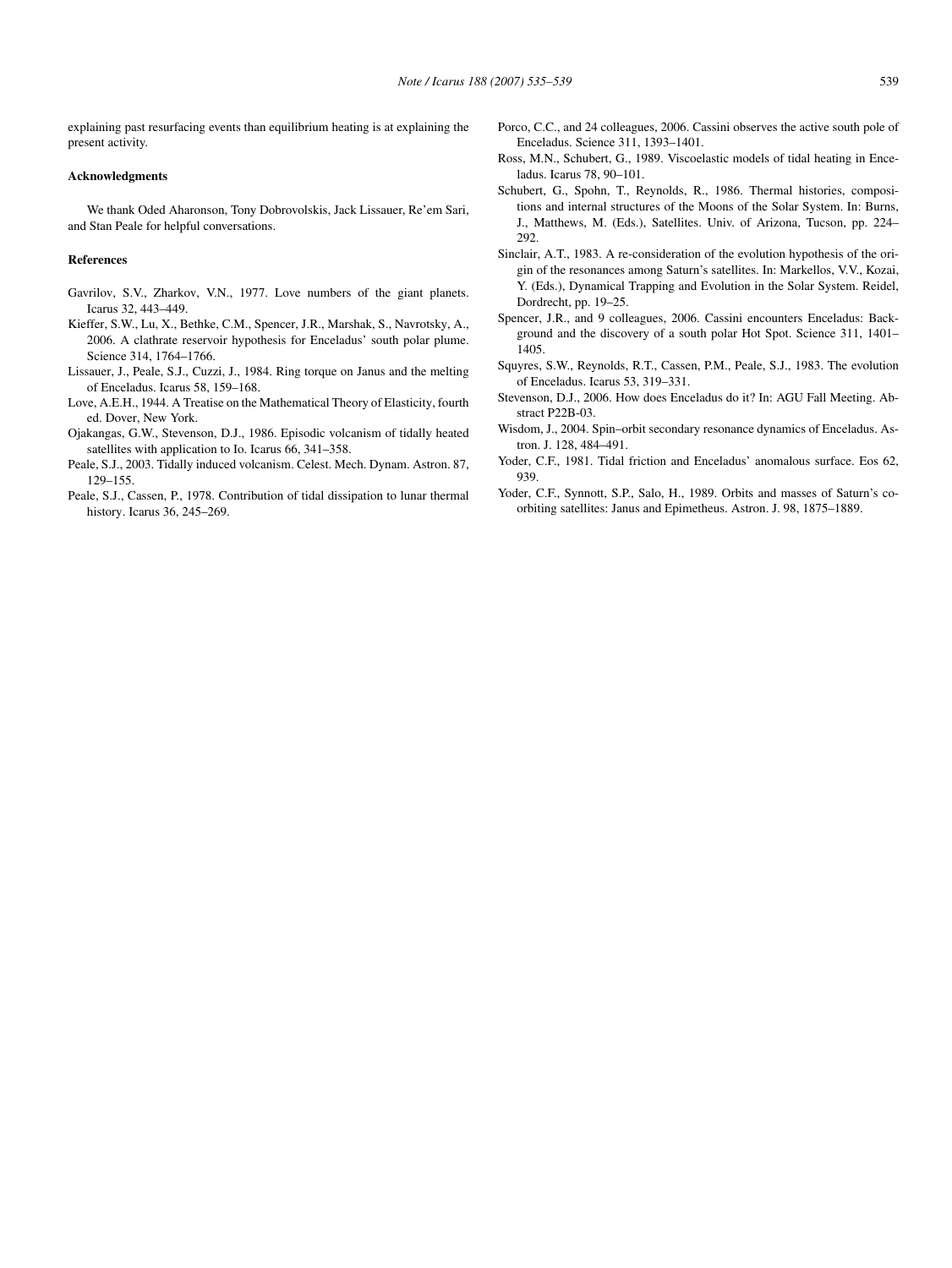explaining past resurfacing events than equilibrium heating is at explaining the present activity.

### Acknowledgments

We thank Oded Aharonson, Tony Dobrovolskis, Jack Lissauer, Re'em Sari, and Stan Peale for helpful conversations.

### References

Gavrilov, S.V., Zharkov, V.N., 1977. Love numbers of the giant planets. Icarus 32, 443–449.

Kieffer, S.W., Lu, X., Bethke, C.M., Spencer, J.R., Marshak, S., Navrotsky, A., 2006. A clathrate reservoir hypothesis for Enceladus' south polar plume. Science 314, 1764–1766.

Lissauer, J., Peale, S.J., Cuzzi, J., 1984. Ring torque on Janus and the melting of Enceladus. Icarus 58, 159–168.

Love, A.E.H., 1944. A Treatise on the Mathematical Theory of Elasticity, fourth ed. Dover, New York.

Ojakangas, G.W., Stevenson, D.J., 1986. Episodic volcanism of tidally heated satellites with application to Io. Icarus 66, 341–358.

Peale, S.J., 2003. Tidally induced volcanism. Celest. Mech. Dynam. Astron. 87, 129–155.

Peale, S.J., Cassen, P., 1978. Contribution of tidal dissipation to lunar thermal history. Icarus 36, 245–269.

Porco, C.C., and 24 colleagues, 2006. Cassini observes the active south pole of Enceladus. Science 311, 1393–1401.

Ross, M.N., Schubert, G., 1989. Viscoelastic models of tidal heating in Enceladus. Icarus 78, 90–101.

Schubert, G., Spohn, T., Reynolds, R., 1986. Thermal histories, compositions and internal structures of the Moons of the Solar System. In: Burns, J., Matthews, M. (Eds.), Satellites. Univ. of Arizona, Tucson, pp. 224–292.

Sinclair, A.T., 1983. A re-consideration of the evolution hypothesis of the origin of the resonances among Saturn's satellites. In: Markellos, V.V., Kozai, Y. (Eds.), Dynamical Trapping and Evolution in the Solar System. Reidel, Dordrecht, pp. 19–25.

Spencer, J.R., and 9 colleagues, 2006. Cassini encounters Enceladus: Background and the discovery of a south polar Hot Spot. Science 311, 1401–1405.

Squyres, S.W., Reynolds, R.T., Cassen, P.M., Peale, S.J., 1983. The evolution of Enceladus. Icarus 53, 319–331.

Stevenson, D.J., 2006. How does Enceladus do it? In: AGU Fall Meeting. Abstract P22B-03.

Wisdom, J., 2004. Spin–orbit secondary resonance dynamics of Enceladus. Astron. J. 128, 484–491.

Yoder, C.F., 1981. Tidal friction and Enceladus' anomalous surface. Eos 62, 939.

Yoder, C.F., Synnott, S.P., Salo, H., 1989. Orbits and masses of Saturn's co-orbiting satellites: Janus and Epimetheus. Astron. J. 98, 1875–1889.